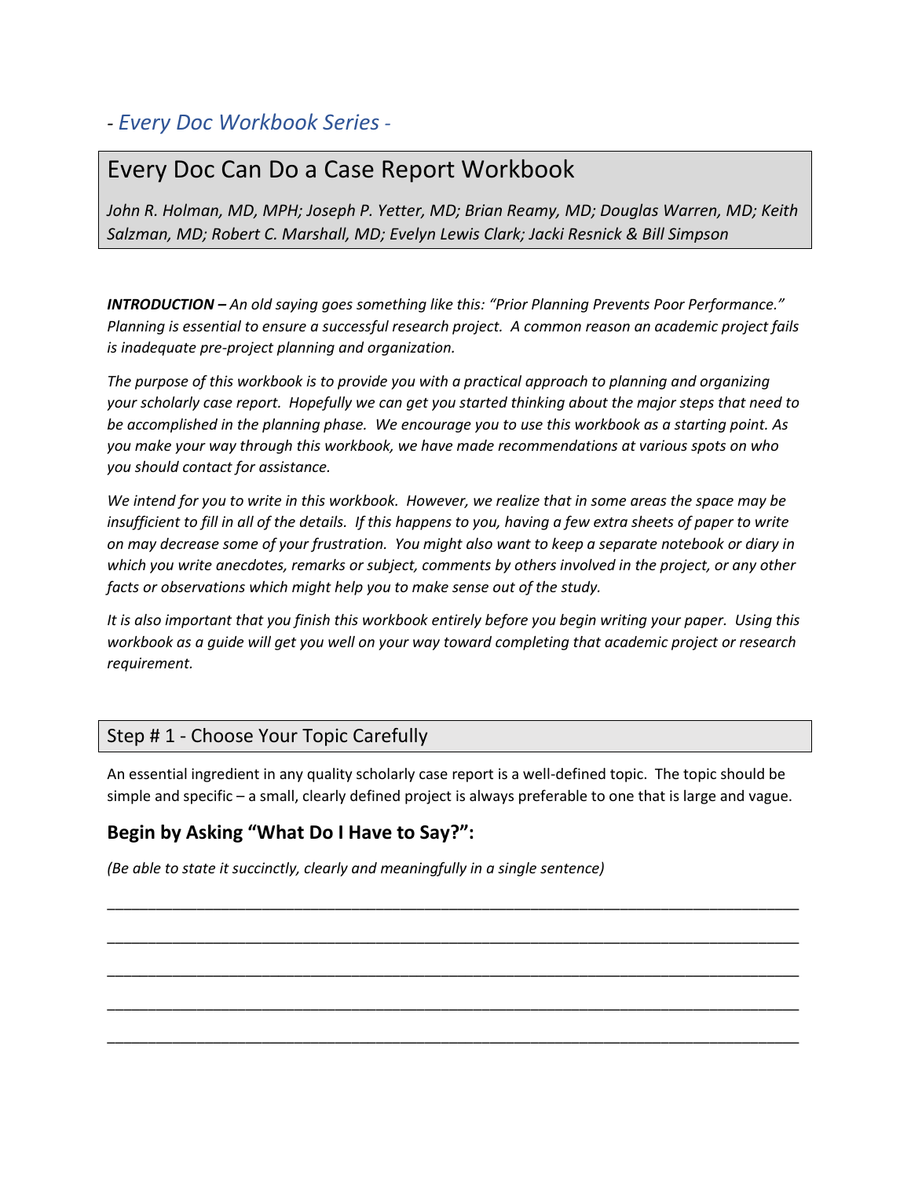*- Every Doc Workbook Series -*

# Every Doc Can Do a Case Report Workbook

*John R. Holman, MD, MPH; Joseph P. Yetter, MD; Brian Reamy, MD; Douglas Warren, MD; Keith Salzman, MD; Robert C. Marshall, MD; Evelyn Lewis Clark; Jacki Resnick & Bill Simpson*

***INTRODUCTION –*** *An old saying goes something like this: "Prior Planning Prevents Poor Performance." Planning is essential to ensure a successful research project. A common reason an academic project fails is inadequate pre-project planning and organization.*

*The purpose of this workbook is to provide you with a practical approach to planning and organizing your scholarly case report. Hopefully we can get you started thinking about the major steps that need to be accomplished in the planning phase. We encourage you to use this workbook as a starting point. As you make your way through this workbook, we have made recommendations at various spots on who you should contact for assistance.*

*We intend for you to write in this workbook. However, we realize that in some areas the space may be insufficient to fill in all of the details. If this happens to you, having a few extra sheets of paper to write on may decrease some of your frustration. You might also want to keep a separate notebook or diary in which you write anecdotes, remarks or subject, comments by others involved in the project, or any other facts or observations which might help you to make sense out of the study.*

*It is also important that you finish this workbook entirely before you begin writing your paper. Using this workbook as a guide will get you well on your way toward completing that academic project or research requirement.*

## Step # 1 - Choose Your Topic Carefully

An essential ingredient in any quality scholarly case report is a well-defined topic. The topic should be simple and specific – a small, clearly defined project is always preferable to one that is large and vague.

### Begin by Asking "What Do I Have to Say?":

*(Be able to state it succinctly, clearly and meaningfully in a single sentence)*

\_\_\_\_\_\_\_\_\_\_\_\_\_\_\_\_\_\_\_\_\_\_\_\_\_\_\_\_\_\_\_\_\_\_\_\_\_\_\_\_\_\_\_\_\_\_\_\_\_\_\_\_\_\_\_\_\_\_\_\_\_\_\_\_\_\_\_\_\_\_\_\_\_\_\_\_\_\_

\_\_\_\_\_\_\_\_\_\_\_\_\_\_\_\_\_\_\_\_\_\_\_\_\_\_\_\_\_\_\_\_\_\_\_\_\_\_\_\_\_\_\_\_\_\_\_\_\_\_\_\_\_\_\_\_\_\_\_\_\_\_\_\_\_\_\_\_\_\_\_\_\_\_\_\_\_\_

\_\_\_\_\_\_\_\_\_\_\_\_\_\_\_\_\_\_\_\_\_\_\_\_\_\_\_\_\_\_\_\_\_\_\_\_\_\_\_\_\_\_\_\_\_\_\_\_\_\_\_\_\_\_\_\_\_\_\_\_\_\_\_\_\_\_\_\_\_\_\_\_\_\_\_\_\_\_

\_\_\_\_\_\_\_\_\_\_\_\_\_\_\_\_\_\_\_\_\_\_\_\_\_\_\_\_\_\_\_\_\_\_\_\_\_\_\_\_\_\_\_\_\_\_\_\_\_\_\_\_\_\_\_\_\_\_\_\_\_\_\_\_\_\_\_\_\_\_\_\_\_\_\_\_\_\_

\_\_\_\_\_\_\_\_\_\_\_\_\_\_\_\_\_\_\_\_\_\_\_\_\_\_\_\_\_\_\_\_\_\_\_\_\_\_\_\_\_\_\_\_\_\_\_\_\_\_\_\_\_\_\_\_\_\_\_\_\_\_\_\_\_\_\_\_\_\_\_\_\_\_\_\_\_\_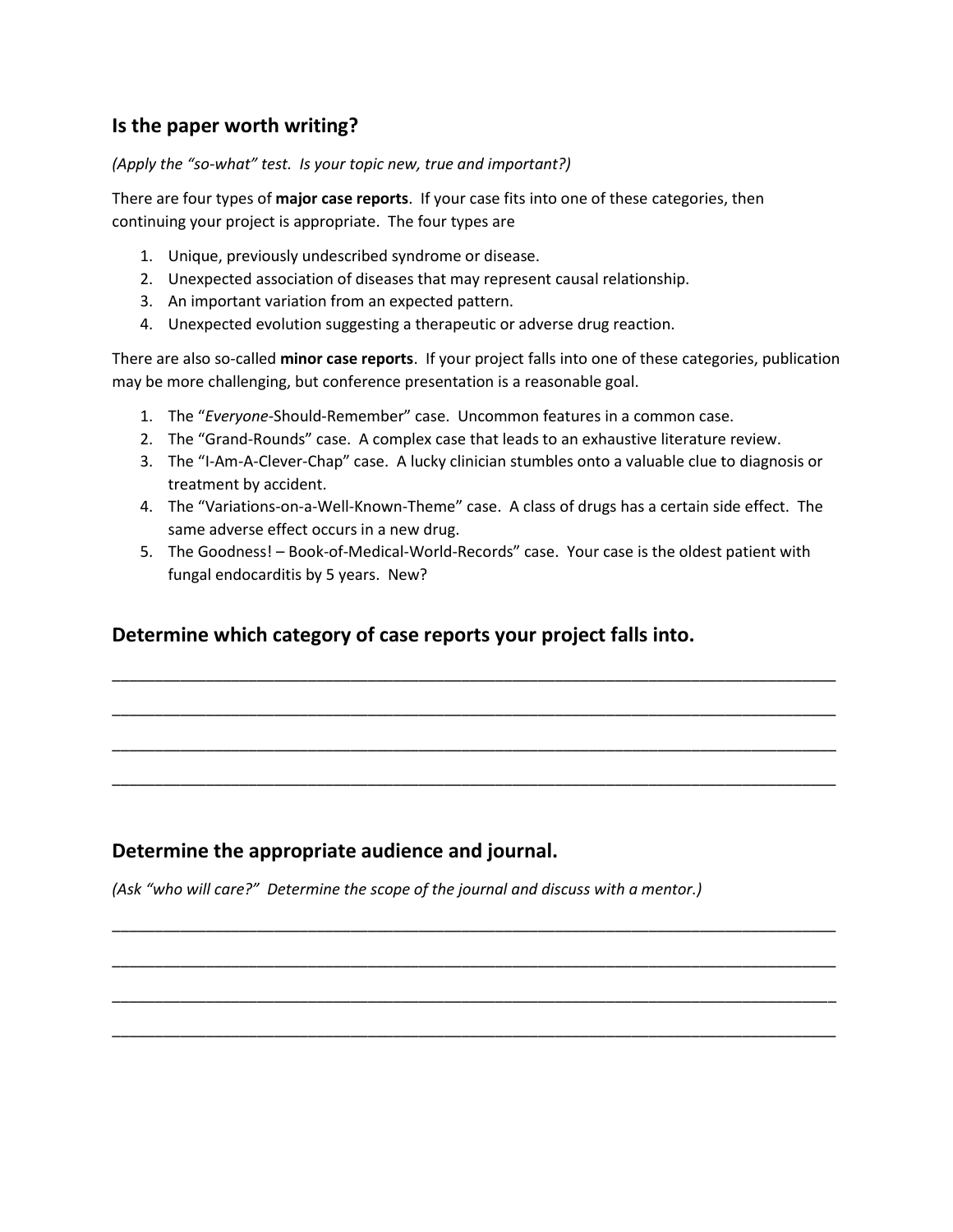## Is the paper worth writing?

*(Apply the "so-what" test. Is your topic new, true and important?)*

There are four types of **major case reports**. If your case fits into one of these categories, then continuing your project is appropriate. The four types are

1. Unique, previously undescribed syndrome or disease.
2. Unexpected association of diseases that may represent causal relationship.
3. An important variation from an expected pattern.
4. Unexpected evolution suggesting a therapeutic or adverse drug reaction.

There are also so-called **minor case reports**. If your project falls into one of these categories, publication may be more challenging, but conference presentation is a reasonable goal.

1. The "*Everyone*-Should-Remember" case. Uncommon features in a common case.
2. The "Grand-Rounds" case. A complex case that leads to an exhaustive literature review.
3. The "I-Am-A-Clever-Chap" case. A lucky clinician stumbles onto a valuable clue to diagnosis or treatment by accident.
4. The "Variations-on-a-Well-Known-Theme" case. A class of drugs has a certain side effect. The same adverse effect occurs in a new drug.
5. The Goodness! – Book-of-Medical-World-Records" case. Your case is the oldest patient with fungal endocarditis by 5 years. New?

## Determine which category of case reports your project falls into.

______________________________________________________________________________

______________________________________________________________________________

______________________________________________________________________________

______________________________________________________________________________

## Determine the appropriate audience and journal.

*(Ask "who will care?" Determine the scope of the journal and discuss with a mentor.)*

______________________________________________________________________________

______________________________________________________________________________

______________________________________________________________________________

______________________________________________________________________________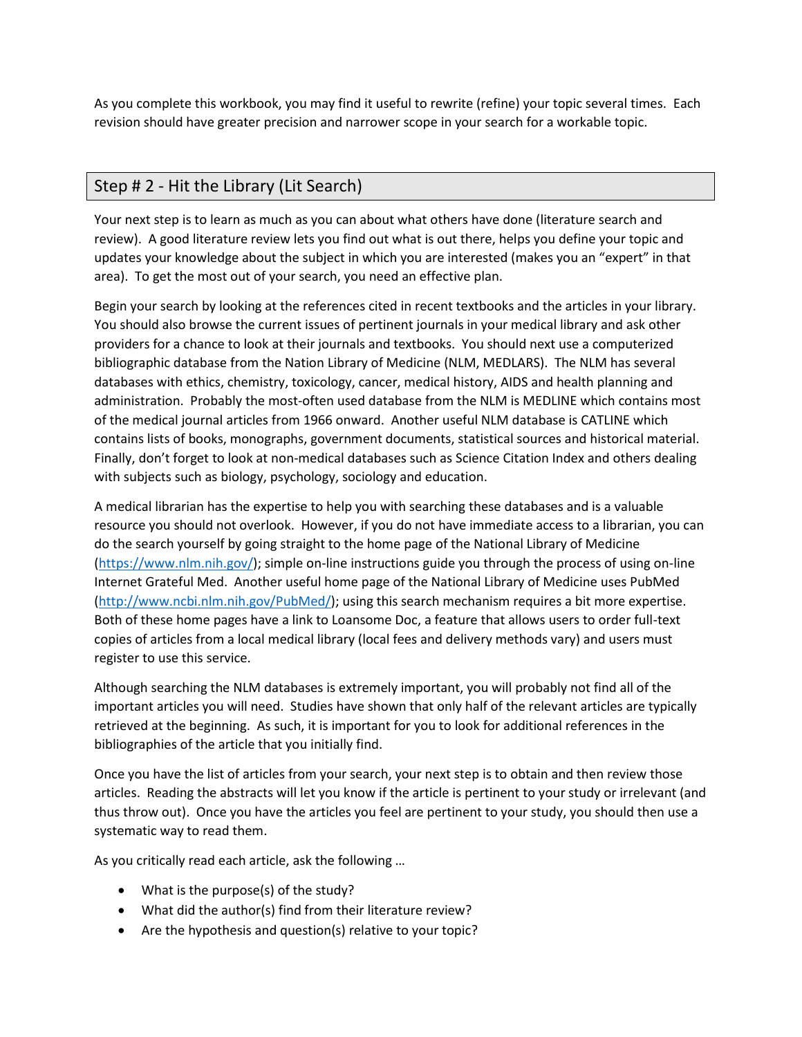As you complete this workbook, you may find it useful to rewrite (refine) your topic several times. Each revision should have greater precision and narrower scope in your search for a workable topic.

## Step # 2 - Hit the Library (Lit Search)

Your next step is to learn as much as you can about what others have done (literature search and review). A good literature review lets you find out what is out there, helps you define your topic and updates your knowledge about the subject in which you are interested (makes you an "expert" in that area). To get the most out of your search, you need an effective plan.

Begin your search by looking at the references cited in recent textbooks and the articles in your library. You should also browse the current issues of pertinent journals in your medical library and ask other providers for a chance to look at their journals and textbooks. You should next use a computerized bibliographic database from the Nation Library of Medicine (NLM, MEDLARS). The NLM has several databases with ethics, chemistry, toxicology, cancer, medical history, AIDS and health planning and administration. Probably the most-often used database from the NLM is MEDLINE which contains most of the medical journal articles from 1966 onward. Another useful NLM database is CATLINE which contains lists of books, monographs, government documents, statistical sources and historical material. Finally, don't forget to look at non-medical databases such as Science Citation Index and others dealing with subjects such as biology, psychology, sociology and education.

A medical librarian has the expertise to help you with searching these databases and is a valuable resource you should not overlook. However, if you do not have immediate access to a librarian, you can do the search yourself by going straight to the home page of the National Library of Medicine (https://www.nlm.nih.gov/); simple on-line instructions guide you through the process of using on-line Internet Grateful Med. Another useful home page of the National Library of Medicine uses PubMed (http://www.ncbi.nlm.nih.gov/PubMed/); using this search mechanism requires a bit more expertise. Both of these home pages have a link to Loansome Doc, a feature that allows users to order full-text copies of articles from a local medical library (local fees and delivery methods vary) and users must register to use this service.

Although searching the NLM databases is extremely important, you will probably not find all of the important articles you will need. Studies have shown that only half of the relevant articles are typically retrieved at the beginning. As such, it is important for you to look for additional references in the bibliographies of the article that you initially find.

Once you have the list of articles from your search, your next step is to obtain and then review those articles. Reading the abstracts will let you know if the article is pertinent to your study or irrelevant (and thus throw out). Once you have the articles you feel are pertinent to your study, you should then use a systematic way to read them.

As you critically read each article, ask the following …

- What is the purpose(s) of the study?
- What did the author(s) find from their literature review?
- Are the hypothesis and question(s) relative to your topic?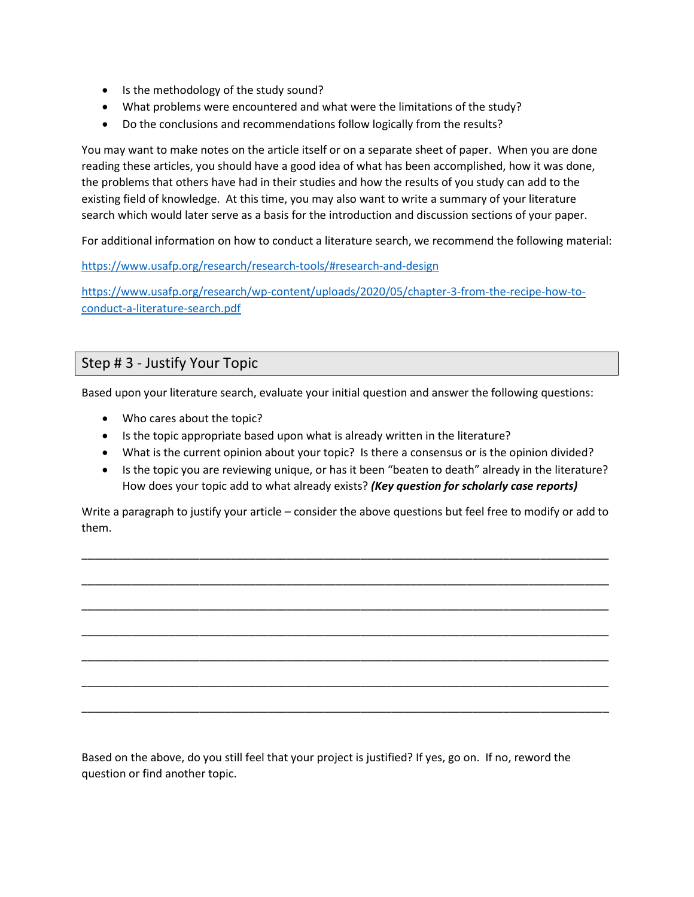- Is the methodology of the study sound?
- What problems were encountered and what were the limitations of the study?
- Do the conclusions and recommendations follow logically from the results?

You may want to make notes on the article itself or on a separate sheet of paper. When you are done reading these articles, you should have a good idea of what has been accomplished, how it was done, the problems that others have had in their studies and how the results of you study can add to the existing field of knowledge. At this time, you may also want to write a summary of your literature search which would later serve as a basis for the introduction and discussion sections of your paper.

For additional information on how to conduct a literature search, we recommend the following material:

https://www.usafp.org/research/research-tools/#research-and-design

https://www.usafp.org/research/wp-content/uploads/2020/05/chapter-3-from-the-recipe-how-to-conduct-a-literature-search.pdf

## Step # 3 - Justify Your Topic

Based upon your literature search, evaluate your initial question and answer the following questions:

- Who cares about the topic?
- Is the topic appropriate based upon what is already written in the literature?
- What is the current opinion about your topic? Is there a consensus or is the opinion divided?
- Is the topic you are reviewing unique, or has it been "beaten to death" already in the literature? How does your topic add to what already exists? ***(Key question for scholarly case reports)***

Write a paragraph to justify your article – consider the above questions but feel free to modify or add to them.

_______________________________________________________________________________

_______________________________________________________________________________

_______________________________________________________________________________

_______________________________________________________________________________

_______________________________________________________________________________

_______________________________________________________________________________

_______________________________________________________________________________

Based on the above, do you still feel that your project is justified? If yes, go on. If no, reword the question or find another topic.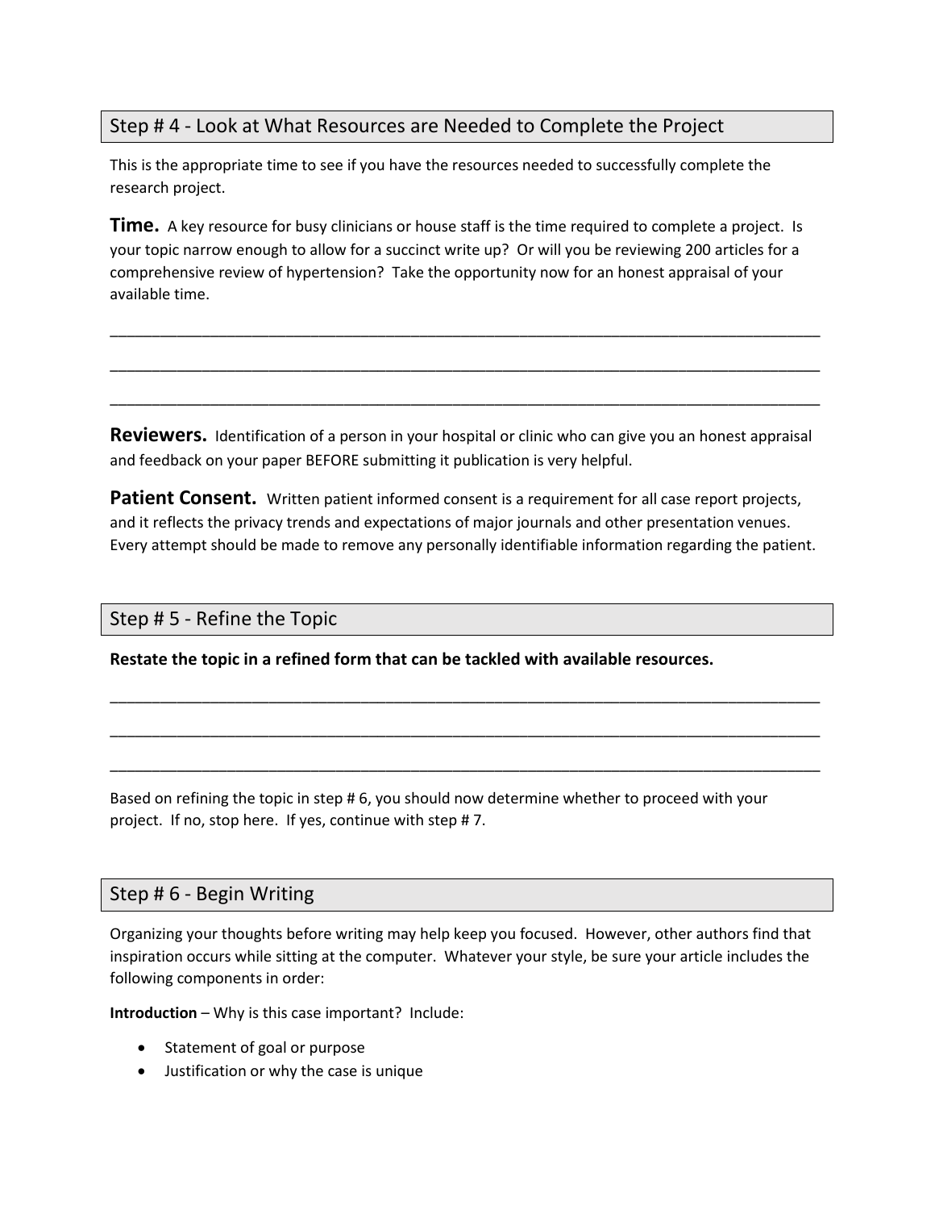## Step # 4 - Look at What Resources are Needed to Complete the Project

This is the appropriate time to see if you have the resources needed to successfully complete the research project.

**Time.** A key resource for busy clinicians or house staff is the time required to complete a project. Is your topic narrow enough to allow for a succinct write up? Or will you be reviewing 200 articles for a comprehensive review of hypertension? Take the opportunity now for an honest appraisal of your available time.

_______________________________________________________________________________________

_______________________________________________________________________________________

_______________________________________________________________________________________

**Reviewers.** Identification of a person in your hospital or clinic who can give you an honest appraisal and feedback on your paper BEFORE submitting it publication is very helpful.

**Patient Consent.** Written patient informed consent is a requirement for all case report projects, and it reflects the privacy trends and expectations of major journals and other presentation venues. Every attempt should be made to remove any personally identifiable information regarding the patient.

## Step # 5 - Refine the Topic

**Restate the topic in a refined form that can be tackled with available resources.**

_______________________________________________________________________________________

_______________________________________________________________________________________

_______________________________________________________________________________________

Based on refining the topic in step # 6, you should now determine whether to proceed with your project. If no, stop here. If yes, continue with step # 7.

## Step # 6 - Begin Writing

Organizing your thoughts before writing may help keep you focused. However, other authors find that inspiration occurs while sitting at the computer. Whatever your style, be sure your article includes the following components in order:

**Introduction** – Why is this case important? Include:

- Statement of goal or purpose
- Justification or why the case is unique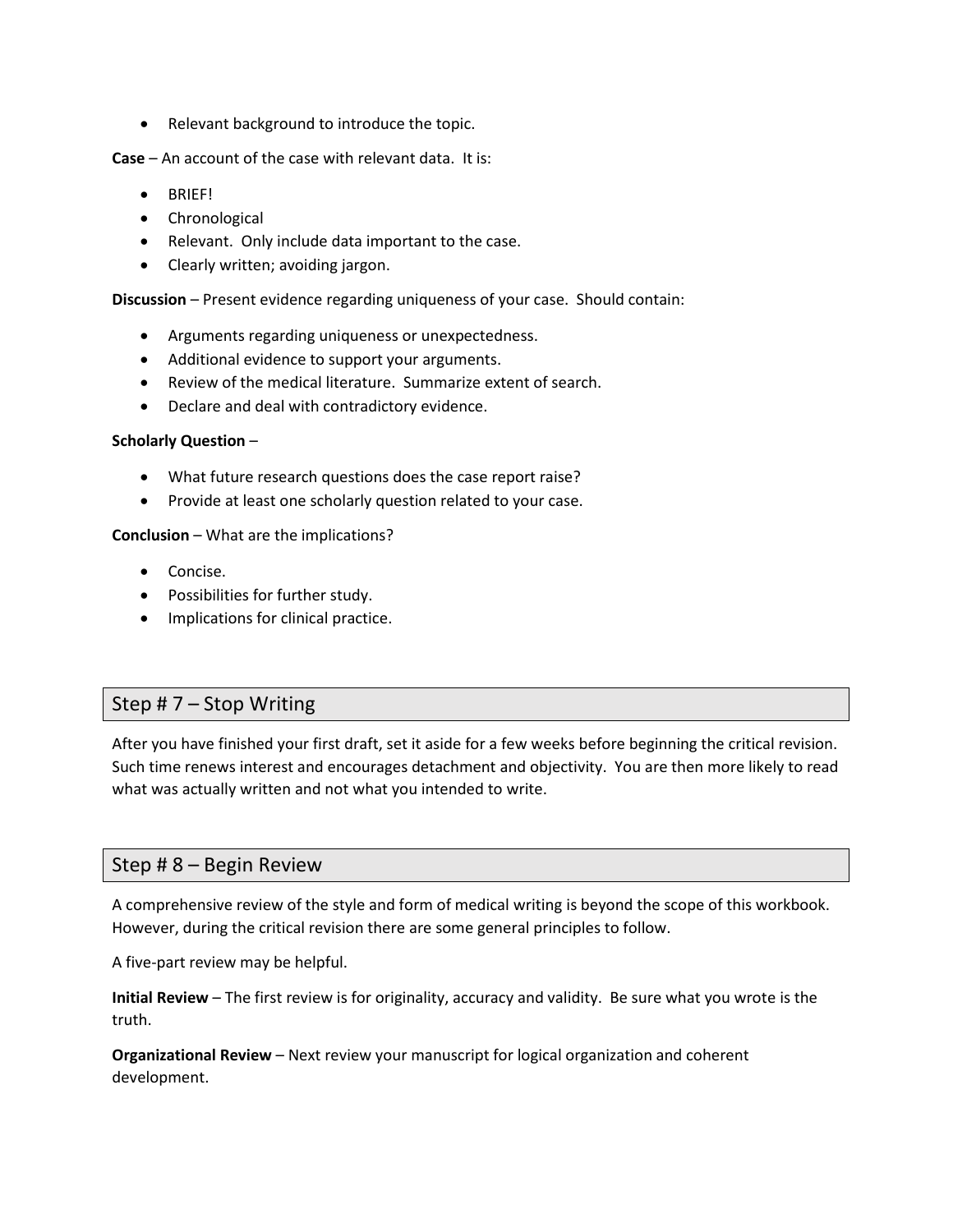- Relevant background to introduce the topic.

**Case** – An account of the case with relevant data. It is:

- BRIEF!
- Chronological
- Relevant. Only include data important to the case.
- Clearly written; avoiding jargon.

**Discussion** – Present evidence regarding uniqueness of your case. Should contain:

- Arguments regarding uniqueness or unexpectedness.
- Additional evidence to support your arguments.
- Review of the medical literature. Summarize extent of search.
- Declare and deal with contradictory evidence.

**Scholarly Question** –

- What future research questions does the case report raise?
- Provide at least one scholarly question related to your case.

**Conclusion** – What are the implications?

- Concise.
- Possibilities for further study.
- Implications for clinical practice.

## Step # 7 – Stop Writing

After you have finished your first draft, set it aside for a few weeks before beginning the critical revision. Such time renews interest and encourages detachment and objectivity. You are then more likely to read what was actually written and not what you intended to write.

## Step # 8 – Begin Review

A comprehensive review of the style and form of medical writing is beyond the scope of this workbook. However, during the critical revision there are some general principles to follow.

A five-part review may be helpful.

**Initial Review** – The first review is for originality, accuracy and validity. Be sure what you wrote is the truth.

**Organizational Review** – Next review your manuscript for logical organization and coherent development.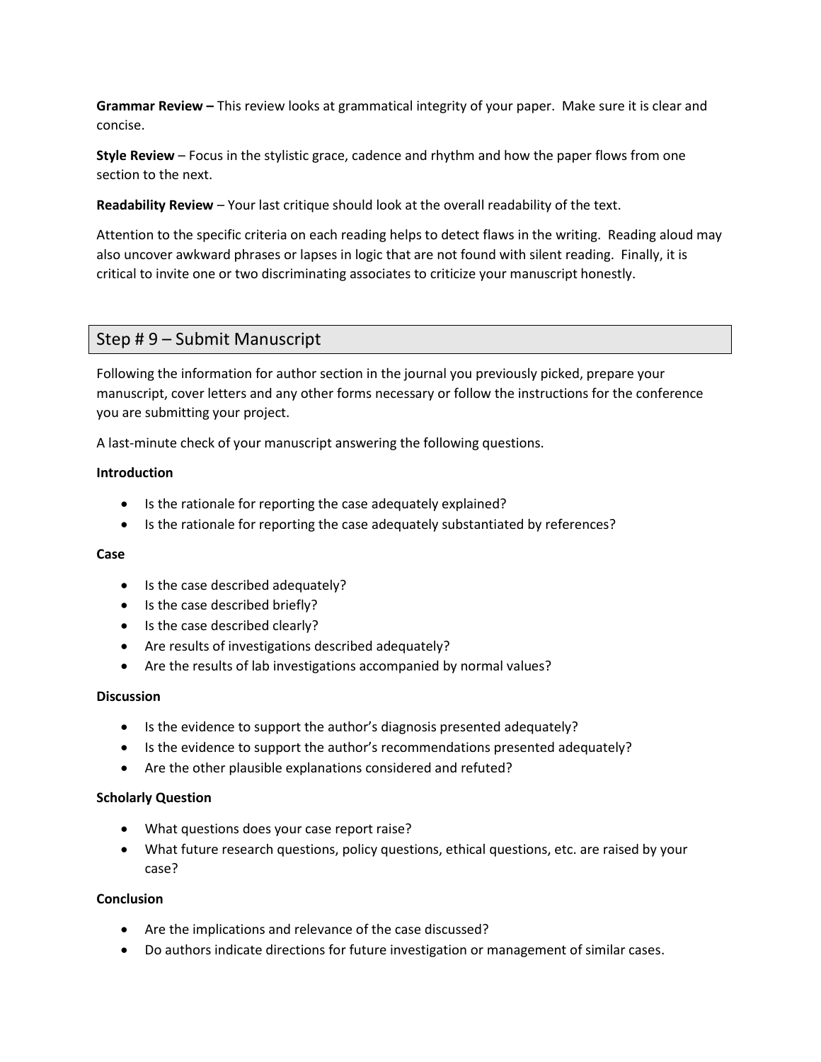**Grammar Review –** This review looks at grammatical integrity of your paper. Make sure it is clear and concise.

**Style Review** – Focus in the stylistic grace, cadence and rhythm and how the paper flows from one section to the next.

**Readability Review** – Your last critique should look at the overall readability of the text.

Attention to the specific criteria on each reading helps to detect flaws in the writing. Reading aloud may also uncover awkward phrases or lapses in logic that are not found with silent reading. Finally, it is critical to invite one or two discriminating associates to criticize your manuscript honestly.

## Step # 9 – Submit Manuscript

Following the information for author section in the journal you previously picked, prepare your manuscript, cover letters and any other forms necessary or follow the instructions for the conference you are submitting your project.

A last-minute check of your manuscript answering the following questions.

**Introduction**

- Is the rationale for reporting the case adequately explained?
- Is the rationale for reporting the case adequately substantiated by references?

**Case**

- Is the case described adequately?
- Is the case described briefly?
- Is the case described clearly?
- Are results of investigations described adequately?
- Are the results of lab investigations accompanied by normal values?

**Discussion**

- Is the evidence to support the author's diagnosis presented adequately?
- Is the evidence to support the author's recommendations presented adequately?
- Are the other plausible explanations considered and refuted?

**Scholarly Question**

- What questions does your case report raise?
- What future research questions, policy questions, ethical questions, etc. are raised by your case?

**Conclusion**

- Are the implications and relevance of the case discussed?
- Do authors indicate directions for future investigation or management of similar cases.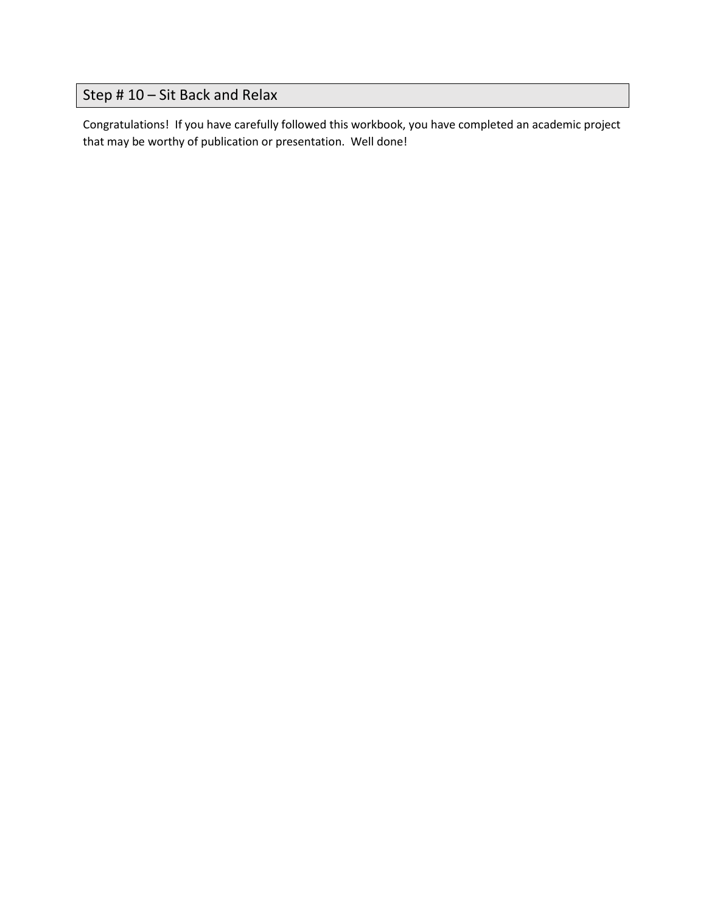## Step # 10 – Sit Back and Relax

Congratulations! If you have carefully followed this workbook, you have completed an academic project that may be worthy of publication or presentation. Well done!